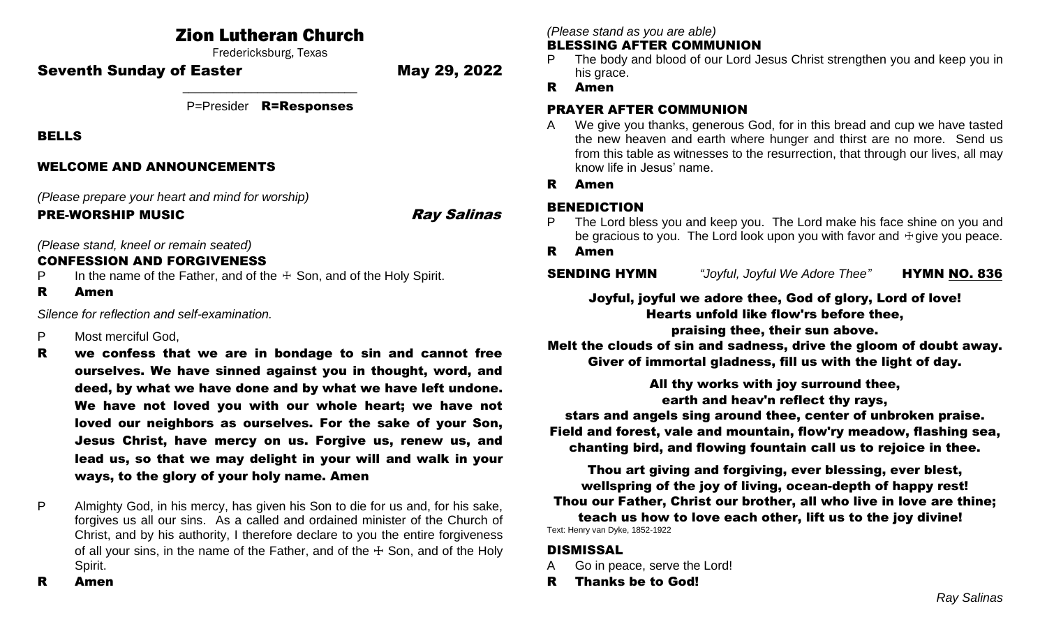# Zion Lutheran Church

Fredericksburg, Texas

## Seventh Sunday of Easter May 29, 2022

P=Presider **R=Responses**

### BELLS

### WELCOME AND ANNOUNCEMENTS

*(Please prepare your heart and mind for worship)*

### PRE-WORSHIP MUSIC *Ray Salinas*

*(Please stand, kneel or remain seated)*

### CONFESSION AND FORGIVENESS

P In the name of the Father, and of the ☩ Son, and of the Holy Spirit.

**R Amen**

*Silence for reflection and self-examination.*

P Most merciful God,

**R we confess that we are in bondage to sin and cannot free ourselves. We have sinned against you in thought, word, and deed, by what we have done and by what we have left undone. We have not loved you with our whole heart; we have not loved our neighbors as ourselves. For the sake of your Son, Jesus Christ, have mercy on us. Forgive us, renew us, and lead us, so that we may delight in your will and walk in your ways, to the glory of your holy name. Amen**

P Almighty God, in his mercy, has given his Son to die for us and, for his sake, forgives us all our sins. As a called and ordained minister of the Church of Christ, and by his authority, I therefore declare to you the entire forgiveness of all your sins, in the name of the Father, and of the ☩ Son, and of the Holy Spirit.

**R Amen**

*(Please stand as you are able)*

### BLESSING AFTER COMMUNION

P The body and blood of our Lord Jesus Christ strengthen you and keep you in his grace.

**R Amen**

### PRAYER AFTER COMMUNION

A We give you thanks, generous God, for in this bread and cup we have tasted the new heaven and earth where hunger and thirst are no more. Send us from this table as witnesses to the resurrection, that through our lives, all may know life in Jesus' name.

**R Amen**

### BENEDICTION

P The Lord bless you and keep you. The Lord make his face shine on you and be gracious to you. The Lord look upon you with favor and ☩ give you peace.

**R Amen**

### SENDING HYMN *"Joyful, Joyful We Adore Thee"* HYMN NO. 836

**Joyful, joyful we adore thee, God of glory, Lord of love!**
**Hearts unfold like flow'rs before thee,**
**praising thee, their sun above.**
**Melt the clouds of sin and sadness, drive the gloom of doubt away.**
**Giver of immortal gladness, fill us with the light of day.**

**All thy works with joy surround thee,**
**earth and heav'n reflect thy rays,**
**stars and angels sing around thee, center of unbroken praise.**
**Field and forest, vale and mountain, flow'ry meadow, flashing sea,**
**chanting bird, and flowing fountain call us to rejoice in thee.**

**Thou art giving and forgiving, ever blessing, ever blest,**
**wellspring of the joy of living, ocean-depth of happy rest!**
**Thou our Father, Christ our brother, all who live in love are thine;**
**teach us how to love each other, lift us to the joy divine!**

Text: Henry van Dyke, 1852-1922

### DISMISSAL

A Go in peace, serve the Lord!

**R Thanks be to God!**

*Ray Salinas*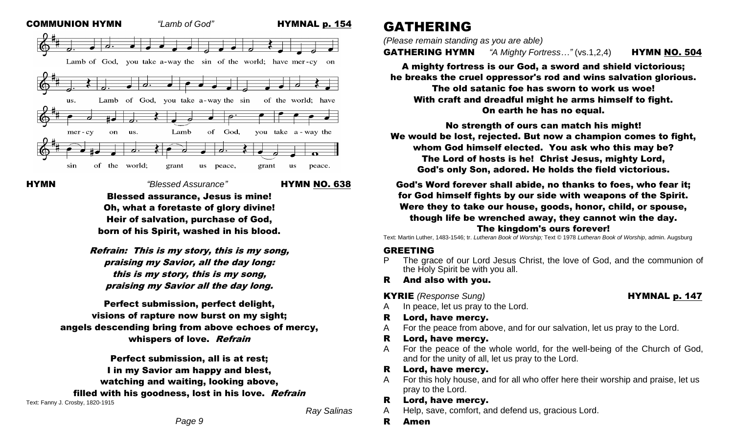**COMMUNION HYMN** *"Lamb of God"* **HYMNAL p. 154**

Lamb of God, you take a-way the sin of the world; have mer-cy on us. Lamb of God, you take a-way the sin of the world; have mer-cy on us. Lamb of God, you take a-way the sin of the world; grant us peace, grant us peace.

**HYMN** *"Blessed Assurance"* **HYMN NO. 638**

**Blessed assurance, Jesus is mine!**
**Oh, what a foretaste of glory divine!**
**Heir of salvation, purchase of God,**
**born of his Spirit, washed in his blood.**

***Refrain: This is my story, this is my song,***
***praising my Savior, all the day long:***
***this is my story, this is my song,***
***praising my Savior all the day long.***

**Perfect submission, perfect delight,**
**visions of rapture now burst on my sight;**
**angels descending bring from above echoes of mercy,**
**whispers of love.** ***Refrain***

**Perfect submission, all is at rest;**
**I in my Savior am happy and blest,**
**watching and waiting, looking above,**
**filled with his goodness, lost in his love.** ***Refrain***

Text: Fanny J. Crosby, 1820-1915

*Ray Salinas*

# GATHERING

*(Please remain standing as you are able)*

**GATHERING HYMN** *"A Mighty Fortress…"* (vs.1,2,4) **HYMN NO. 504**

**A mighty fortress is our God, a sword and shield victorious;**
**he breaks the cruel oppressor's rod and wins salvation glorious.**
**The old satanic foe has sworn to work us woe!**
**With craft and dreadful might he arms himself to fight.**
**On earth he has no equal.**

**No strength of ours can match his might!**
**We would be lost, rejected. But now a champion comes to fight,**
**whom God himself elected. You ask who this may be?**
**The Lord of hosts is he! Christ Jesus, mighty Lord,**
**God's only Son, adored. He holds the field victorious.**

**God's Word forever shall abide, no thanks to foes, who fear it;**
**for God himself fights by our side with weapons of the Spirit.**
**Were they to take our house, goods, honor, child, or spouse,**
**though life be wrenched away, they cannot win the day.**
**The kingdom's ours forever!**

Text: Martin Luther, 1483-1546; tr. *Lutheran Book of Worship;* Text © 1978 *Lutheran Book of Worship*, admin. Augsburg

## GREETING

P The grace of our Lord Jesus Christ, the love of God, and the communion of the Holy Spirit be with you all.

**R And also with you.**

**KYRIE** *(Response Sung)* **HYMNAL p. 147**

A In peace, let us pray to the Lord.

**R Lord, have mercy.**

A For the peace from above, and for our salvation, let us pray to the Lord.

**R Lord, have mercy.**

A For the peace of the whole world, for the well-being of the Church of God, and for the unity of all, let us pray to the Lord.

**R Lord, have mercy.**

A For this holy house, and for all who offer here their worship and praise, let us pray to the Lord.

**R Lord, have mercy.**

A Help, save, comfort, and defend us, gracious Lord.

**R Amen**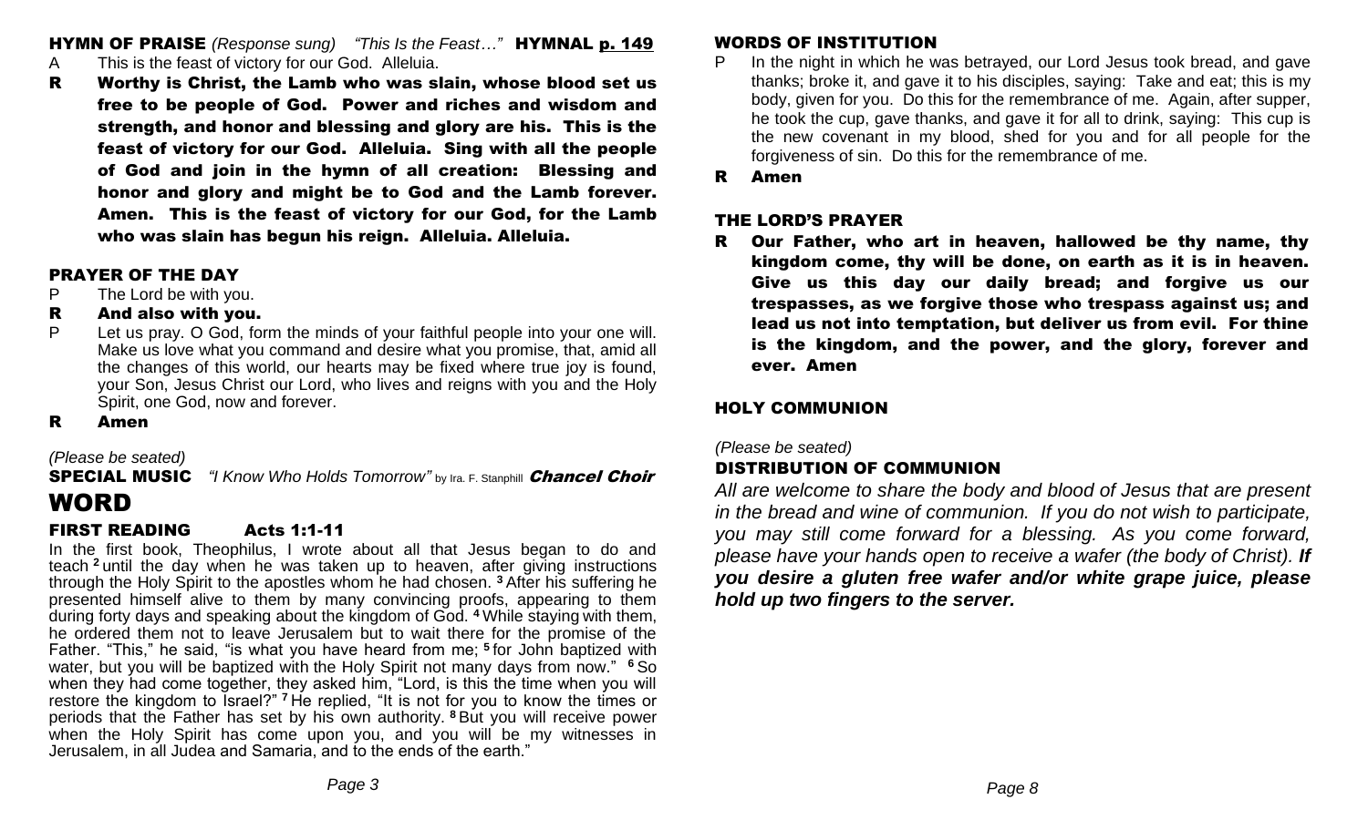**HYMN OF PRAISE** *(Response sung)* *"This Is the Feast…"* **HYMNAL p. 149**

A This is the feast of victory for our God. Alleluia.

**R Worthy is Christ, the Lamb who was slain, whose blood set us free to be people of God. Power and riches and wisdom and strength, and honor and blessing and glory are his. This is the feast of victory for our God. Alleluia. Sing with all the people of God and join in the hymn of all creation: Blessing and honor and glory and might be to God and the Lamb forever. Amen. This is the feast of victory for our God, for the Lamb who was slain has begun his reign. Alleluia. Alleluia.**

### PRAYER OF THE DAY

P The Lord be with you.

**R And also with you.**

P Let us pray. O God, form the minds of your faithful people into your one will. Make us love what you command and desire what you promise, that, amid all the changes of this world, our hearts may be fixed where true joy is found, your Son, Jesus Christ our Lord, who lives and reigns with you and the Holy Spirit, one God, now and forever.

**R Amen**

*(Please be seated)*

**SPECIAL MUSIC** *"I Know Who Holds Tomorrow"* by Ira. F. Stanphill ***Chancel Choir***

## WORD

### FIRST READING Acts 1:1-11

In the first book, Theophilus, I wrote about all that Jesus began to do and teach [2] until the day when he was taken up to heaven, after giving instructions through the Holy Spirit to the apostles whom he had chosen. [3] After his suffering he presented himself alive to them by many convincing proofs, appearing to them during forty days and speaking about the kingdom of God. [4] While staying with them, he ordered them not to leave Jerusalem but to wait there for the promise of the Father. "This," he said, "is what you have heard from me; [5] for John baptized with water, but you will be baptized with the Holy Spirit not many days from now." [6] So when they had come together, they asked him, "Lord, is this the time when you will restore the kingdom to Israel?" [7] He replied, "It is not for you to know the times or periods that the Father has set by his own authority. [8] But you will receive power when the Holy Spirit has come upon you, and you will be my witnesses in Jerusalem, in all Judea and Samaria, and to the ends of the earth."

### WORDS OF INSTITUTION

P In the night in which he was betrayed, our Lord Jesus took bread, and gave thanks; broke it, and gave it to his disciples, saying: Take and eat; this is my body, given for you. Do this for the remembrance of me. Again, after supper, he took the cup, gave thanks, and gave it for all to drink, saying: This cup is the new covenant in my blood, shed for you and for all people for the forgiveness of sin. Do this for the remembrance of me.

**R Amen**

### THE LORD'S PRAYER

**R Our Father, who art in heaven, hallowed be thy name, thy kingdom come, thy will be done, on earth as it is in heaven. Give us this day our daily bread; and forgive us our trespasses, as we forgive those who trespass against us; and lead us not into temptation, but deliver us from evil. For thine is the kingdom, and the power, and the glory, forever and ever. Amen**

### HOLY COMMUNION

*(Please be seated)*

### DISTRIBUTION OF COMMUNION

*All are welcome to share the body and blood of Jesus that are present in the bread and wine of communion. If you do not wish to participate, you may still come forward for a blessing. As you come forward, please have your hands open to receive a wafer (the body of Christ).* ***If you desire a gluten free wafer and/or white grape juice, please hold up two fingers to the server.***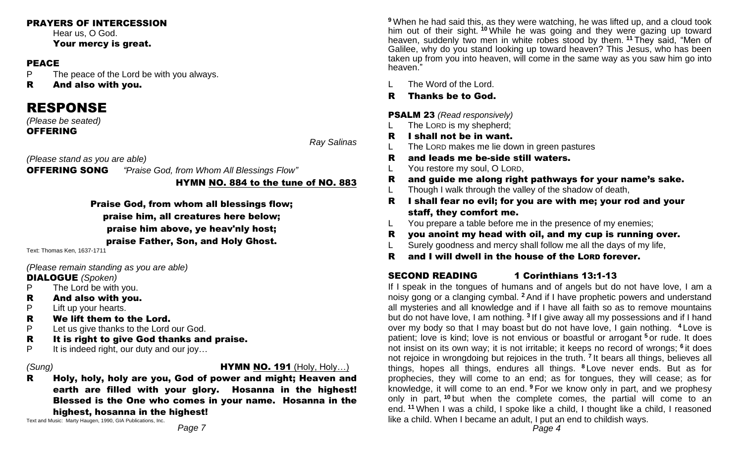**PRAYERS OF INTERCESSION**

Hear us, O God.

**Your mercy is great.**

**PEACE**

P The peace of the Lord be with you always.

**R And also with you.**

# RESPONSE

*(Please be seated)*

**OFFERING**

*Ray Salinas*

*(Please stand as you are able)*

**OFFERING SONG** *"Praise God, from Whom All Blessings Flow"*

**HYMN NO. 884 to the tune of NO. 883**

**Praise God, from whom all blessings flow;**
**praise him, all creatures here below;**
**praise him above, ye heav'nly host;**
**praise Father, Son, and Holy Ghost.**

Text: Thomas Ken, 1637-1711

*(Please remain standing as you are able)*

**DIALOGUE** *(Spoken)*

P The Lord be with you.

**R And also with you.**

P Lift up your hearts.

**R We lift them to the Lord.**

P Let us give thanks to the Lord our God.

**R It is right to give God thanks and praise.**

P It is indeed right, our duty and our joy…

*(Sung)* **HYMN NO. 191** (Holy, Holy…)

**R Holy, holy, holy are you, God of power and might; Heaven and earth are filled with your glory. Hosanna in the highest! Blessed is the One who comes in your name. Hosanna in the highest, hosanna in the highest!**

Text and Music: Marty Haugen, 1990, GIA Publications, Inc.

[9] When he had said this, as they were watching, he was lifted up, and a cloud took him out of their sight. [10] While he was going and they were gazing up toward heaven, suddenly two men in white robes stood by them. [11] They said, "Men of Galilee, why do you stand looking up toward heaven? This Jesus, who has been taken up from you into heaven, will come in the same way as you saw him go into heaven."

L The Word of the Lord.

**R Thanks be to God.**

**PSALM 23** *(Read responsively)*

L The LORD is my shepherd;

**R I shall not be in want.**

L The LORD makes me lie down in green pastures

**R and leads me be-side still waters.**

L You restore my soul, O LORD,

**R and guide me along right pathways for your name's sake.**

L Though I walk through the valley of the shadow of death,

**R I shall fear no evil; for you are with me; your rod and your staff, they comfort me.**

L You prepare a table before me in the presence of my enemies;

**R you anoint my head with oil, and my cup is running over.**

L Surely goodness and mercy shall follow me all the days of my life,

**R and I will dwell in the house of the LORD forever.**

**SECOND READING 1 Corinthians 13:1-13**

If I speak in the tongues of humans and of angels but do not have love, I am a noisy gong or a clanging cymbal. [2] And if I have prophetic powers and understand all mysteries and all knowledge and if I have all faith so as to remove mountains but do not have love, I am nothing. [3] If I give away all my possessions and if I hand over my body so that I may boast but do not have love, I gain nothing. [4] Love is patient; love is kind; love is not envious or boastful or arrogant [5] or rude. It does not insist on its own way; it is not irritable; it keeps no record of wrongs; [6] it does not rejoice in wrongdoing but rejoices in the truth. [7] It bears all things, believes all things, hopes all things, endures all things. [8] Love never ends. But as for prophecies, they will come to an end; as for tongues, they will cease; as for knowledge, it will come to an end. [9] For we know only in part, and we prophesy only in part, [10] but when the complete comes, the partial will come to an end. [11] When I was a child, I spoke like a child, I thought like a child, I reasoned like a child. When I became an adult, I put an end to childish ways.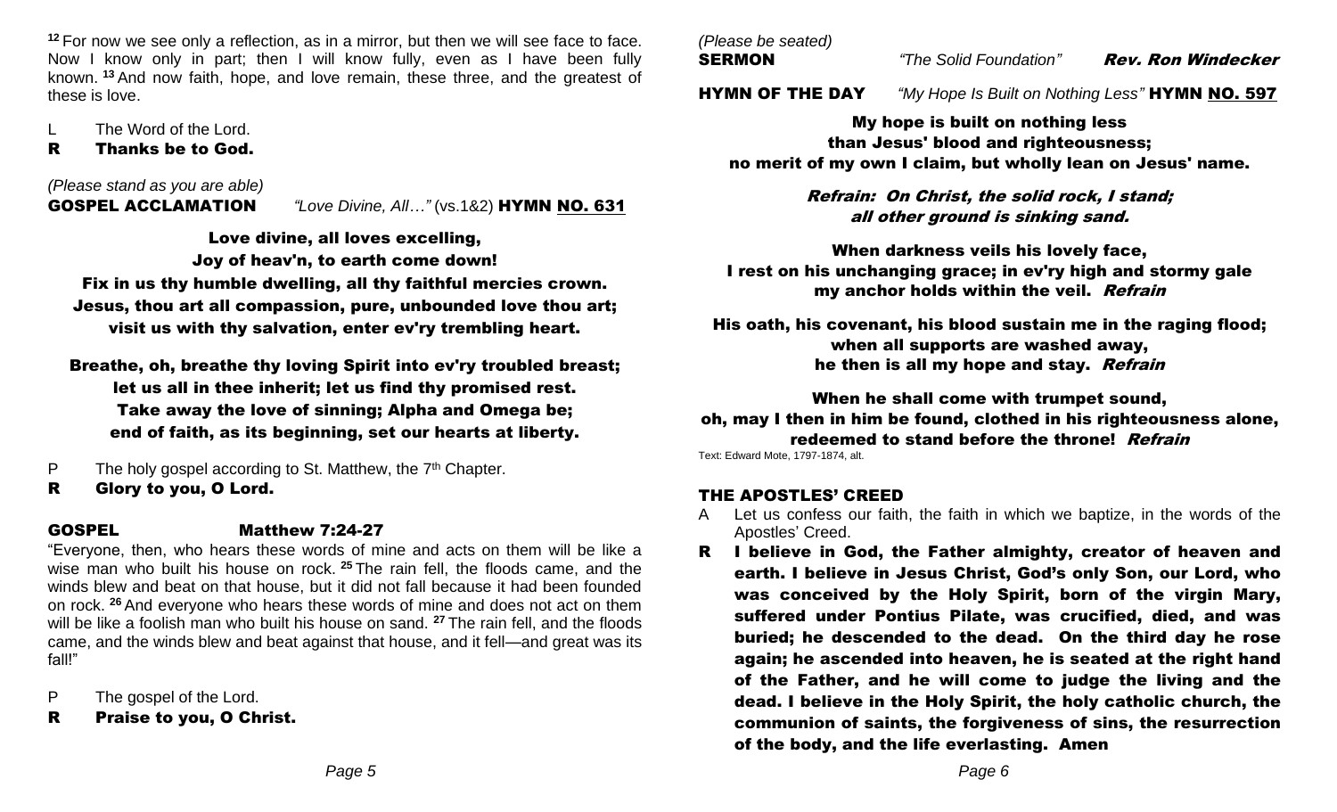[12] For now we see only a reflection, as in a mirror, but then we will see face to face. Now I know only in part; then I will know fully, even as I have been fully known. [13] And now faith, hope, and love remain, these three, and the greatest of these is love.

L The Word of the Lord.
**R Thanks be to God.**

*(Please stand as you are able)*
**GOSPEL ACCLAMATION** *"Love Divine, All…"* (vs.1&2) **HYMN NO. 631**

**Love divine, all loves excelling,**
**Joy of heav'n, to earth come down!**
**Fix in us thy humble dwelling, all thy faithful mercies crown.**
**Jesus, thou art all compassion, pure, unbounded love thou art;**
**visit us with thy salvation, enter ev'ry trembling heart.**

**Breathe, oh, breathe thy loving Spirit into ev'ry troubled breast;**
**let us all in thee inherit; let us find thy promised rest.**
**Take away the love of sinning; Alpha and Omega be;**
**end of faith, as its beginning, set our hearts at liberty.**

P The holy gospel according to St. Matthew, the 7th Chapter.
**R Glory to you, O Lord.**

**GOSPEL Matthew 7:24-27**

"Everyone, then, who hears these words of mine and acts on them will be like a wise man who built his house on rock. [25] The rain fell, the floods came, and the winds blew and beat on that house, but it did not fall because it had been founded on rock. [26] And everyone who hears these words of mine and does not act on them will be like a foolish man who built his house on sand. [27] The rain fell, and the floods came, and the winds blew and beat against that house, and it fell—and great was its fall!"

P The gospel of the Lord.
**R Praise to you, O Christ.**

*(Please be seated)*
**SERMON** *"The Solid Foundation"* ***Rev. Ron Windecker***

**HYMN OF THE DAY** *"My Hope Is Built on Nothing Less"* **HYMN NO. 597**

**My hope is built on nothing less**
**than Jesus' blood and righteousness;**
**no merit of my own I claim, but wholly lean on Jesus' name.**

***Refrain: On Christ, the solid rock, I stand;***
***all other ground is sinking sand.***

**When darkness veils his lovely face,**
**I rest on his unchanging grace; in ev'ry high and stormy gale**
**my anchor holds within the veil.** ***Refrain***

**His oath, his covenant, his blood sustain me in the raging flood;**
**when all supports are washed away,**
**he then is all my hope and stay.** ***Refrain***

**When he shall come with trumpet sound,**
**oh, may I then in him be found, clothed in his righteousness alone,**
**redeemed to stand before the throne!** ***Refrain***

Text: Edward Mote, 1797-1874, alt.

**THE APOSTLES' CREED**

A Let us confess our faith, the faith in which we baptize, in the words of the Apostles' Creed.

**R I believe in God, the Father almighty, creator of heaven and earth. I believe in Jesus Christ, God's only Son, our Lord, who was conceived by the Holy Spirit, born of the virgin Mary, suffered under Pontius Pilate, was crucified, died, and was buried; he descended to the dead. On the third day he rose again; he ascended into heaven, he is seated at the right hand of the Father, and he will come to judge the living and the dead. I believe in the Holy Spirit, the holy catholic church, the communion of saints, the forgiveness of sins, the resurrection of the body, and the life everlasting. Amen**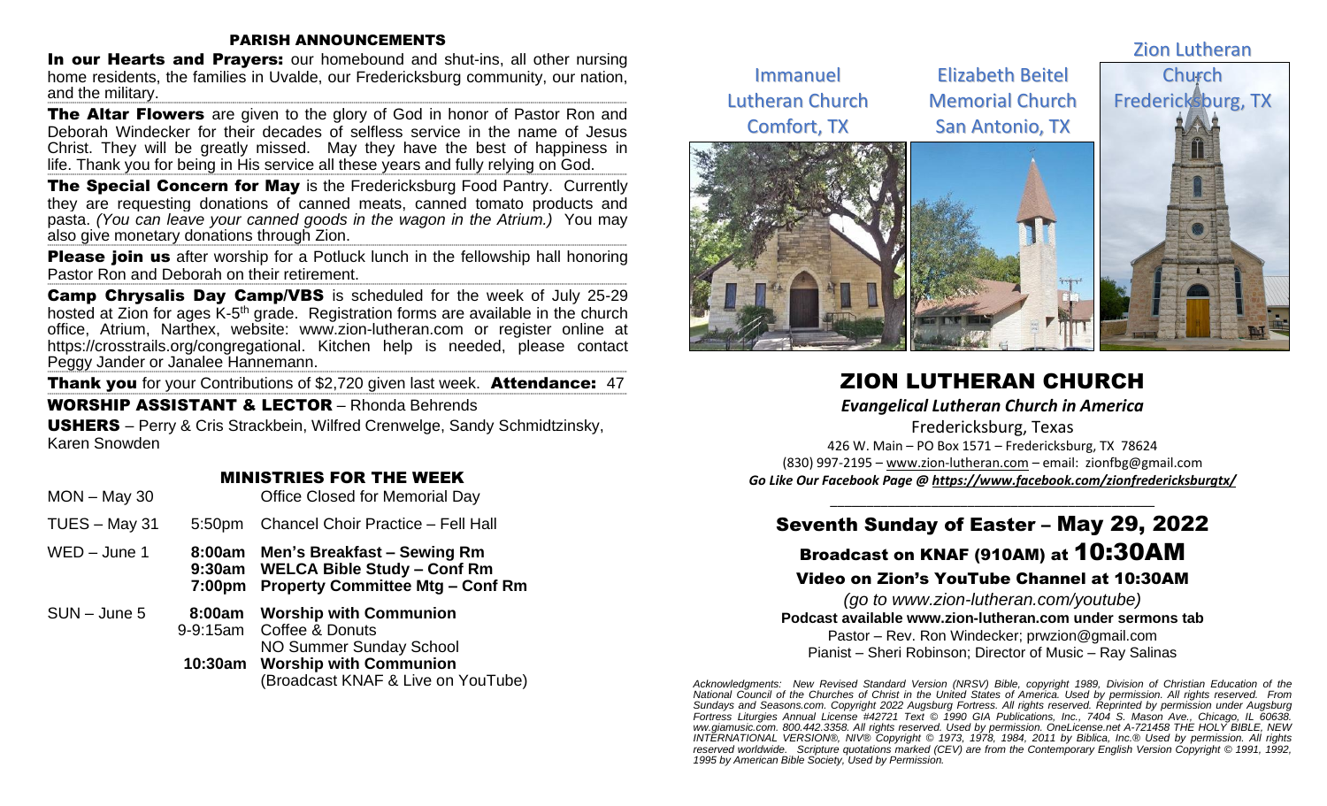## PARISH ANNOUNCEMENTS

**In our Hearts and Prayers:** our homebound and shut-ins, all other nursing home residents, the families in Uvalde, our Fredericksburg community, our nation, and the military.

**The Altar Flowers** are given to the glory of God in honor of Pastor Ron and Deborah Windecker for their decades of selfless service in the name of Jesus Christ. They will be greatly missed. May they have the best of happiness in life. Thank you for being in His service all these years and fully relying on God.

**The Special Concern for May** is the Fredericksburg Food Pantry. Currently they are requesting donations of canned meats, canned tomato products and pasta. *(You can leave your canned goods in the wagon in the Atrium.)* You may also give monetary donations through Zion.

**Please join us** after worship for a Potluck lunch in the fellowship hall honoring Pastor Ron and Deborah on their retirement.

**Camp Chrysalis Day Camp/VBS** is scheduled for the week of July 25-29 hosted at Zion for ages K-5th grade. Registration forms are available in the church office, Atrium, Narthex, website: www.zion-lutheran.com or register online at https://crosstrails.org/congregational. Kitchen help is needed, please contact Peggy Jander or Janalee Hannemann.

**Thank you** for your Contributions of $2,720 given last week. **Attendance:** 47

**WORSHIP ASSISTANT & LECTOR** – Rhonda Behrends

**USHERS** – Perry & Cris Strackbein, Wilfred Crenwelge, Sandy Schmidtzinsky, Karen Snowden

## MINISTRIES FOR THE WEEK

| | | |
|---|---|---|
| MON – May 30 | | Office Closed for Memorial Day |
| TUES – May 31 | 5:50pm | Chancel Choir Practice – Fell Hall |
| WED – June 1 | **8:00am** | **Men's Breakfast – Sewing Rm** |
| | **9:30am** | **WELCA Bible Study – Conf Rm** |
| | **7:00pm** | **Property Committee Mtg – Conf Rm** |
| SUN – June 5 | **8:00am** | **Worship with Communion** |
| | 9-9:15am | Coffee & Donuts |
| | | NO Summer Sunday School |
| | **10:30am** | **Worship with Communion** |
| | | (Broadcast KNAF & Live on YouTube) |

Immanuel Lutheran Church
Comfort, TX

Elizabeth Beitel Memorial Church
San Antonio, TX

Zion Lutheran Church
Fredericksburg, TX

# ZION LUTHERAN CHURCH

***Evangelical Lutheran Church in America***

Fredericksburg, Texas

426 W. Main – PO Box 1571 – Fredericksburg, TX 78624

(830) 997-2195 – www.zion-lutheran.com – email: zionfbg@gmail.com

***Go Like Our Facebook Page @ https://www.facebook.com/zionfredericksburgtx/***

## Seventh Sunday of Easter – May 29, 2022

### Broadcast on KNAF (910AM) at 10:30AM

### Video on Zion's YouTube Channel at 10:30AM

*(go to www.zion-lutheran.com/youtube)*

**Podcast available www.zion-lutheran.com under sermons tab**

Pastor – Rev. Ron Windecker; prwzion@gmail.com

Pianist – Sheri Robinson; Director of Music – Ray Salinas

*Acknowledgments: New Revised Standard Version (NRSV) Bible, copyright 1989, Division of Christian Education of the National Council of the Churches of Christ in the United States of America. Used by permission. All rights reserved. From Sundays and Seasons.com. Copyright 2022 Augsburg Fortress. All rights reserved. Reprinted by permission under Augsburg Fortress Liturgies Annual License #42721 Text © 1990 GIA Publications, Inc., 7404 S. Mason Ave., Chicago, IL 60638. ww.giamusic.com. 800.442.3358. All rights reserved. Used by permission. OneLicense.net A-721458 THE HOLY BIBLE, NEW INTERNATIONAL VERSION®, NIV® Copyright © 1973, 1978, 1984, 2011 by Biblica, Inc.® Used by permission. All rights reserved worldwide. Scripture quotations marked (CEV) are from the Contemporary English Version Copyright © 1991, 1992, 1995 by American Bible Society, Used by Permission.*